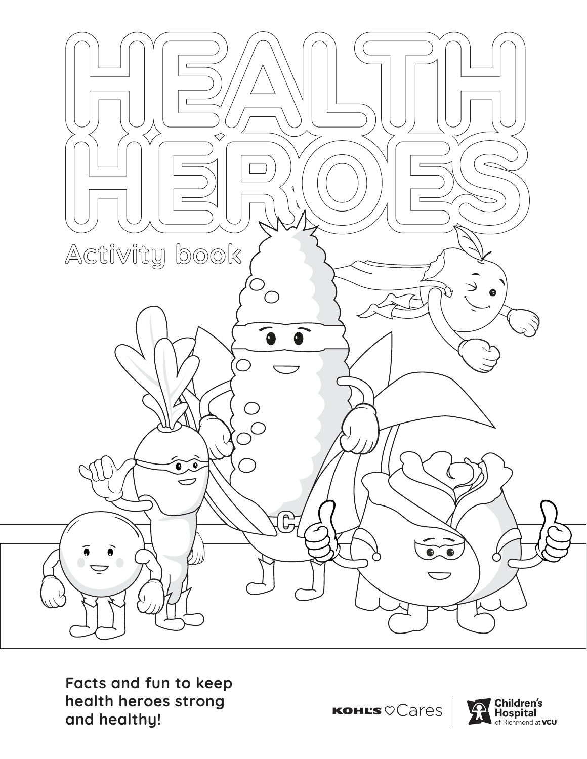# HEALTH HEROES

## Activity book

**Facts and fun to keep health heroes strong and healthy!**

KOHL'S Cares | Children's Hospital of Richmond at VCU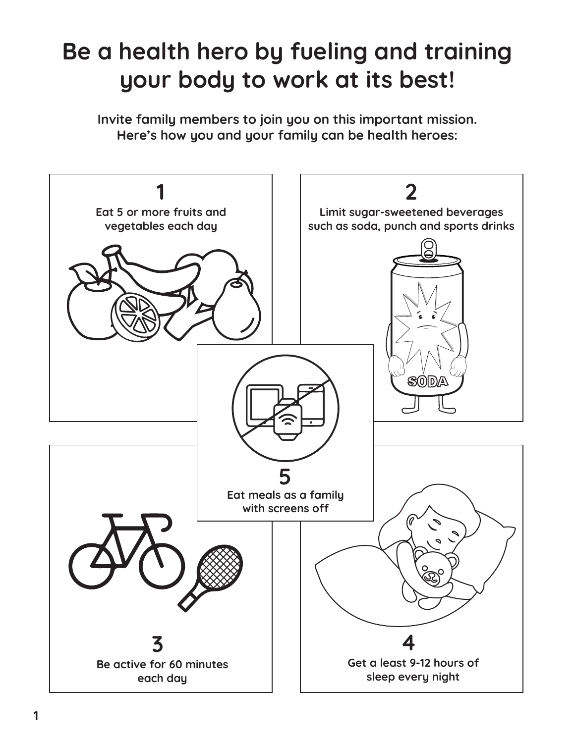# Be a health hero by fueling and training your body to work at its best!

**Invite family members to join you on this important mission.**
**Here's how you and your family can be health heroes:**

**1**
**Eat 5 or more fruits and vegetables each day**

**2**
**Limit sugar-sweetened beverages such as soda, punch and sports drinks**

**3**
**Be active for 60 minutes each day**

**4**
**Get a least 9-12 hours of sleep every night**

**5**
**Eat meals as a family with screens off**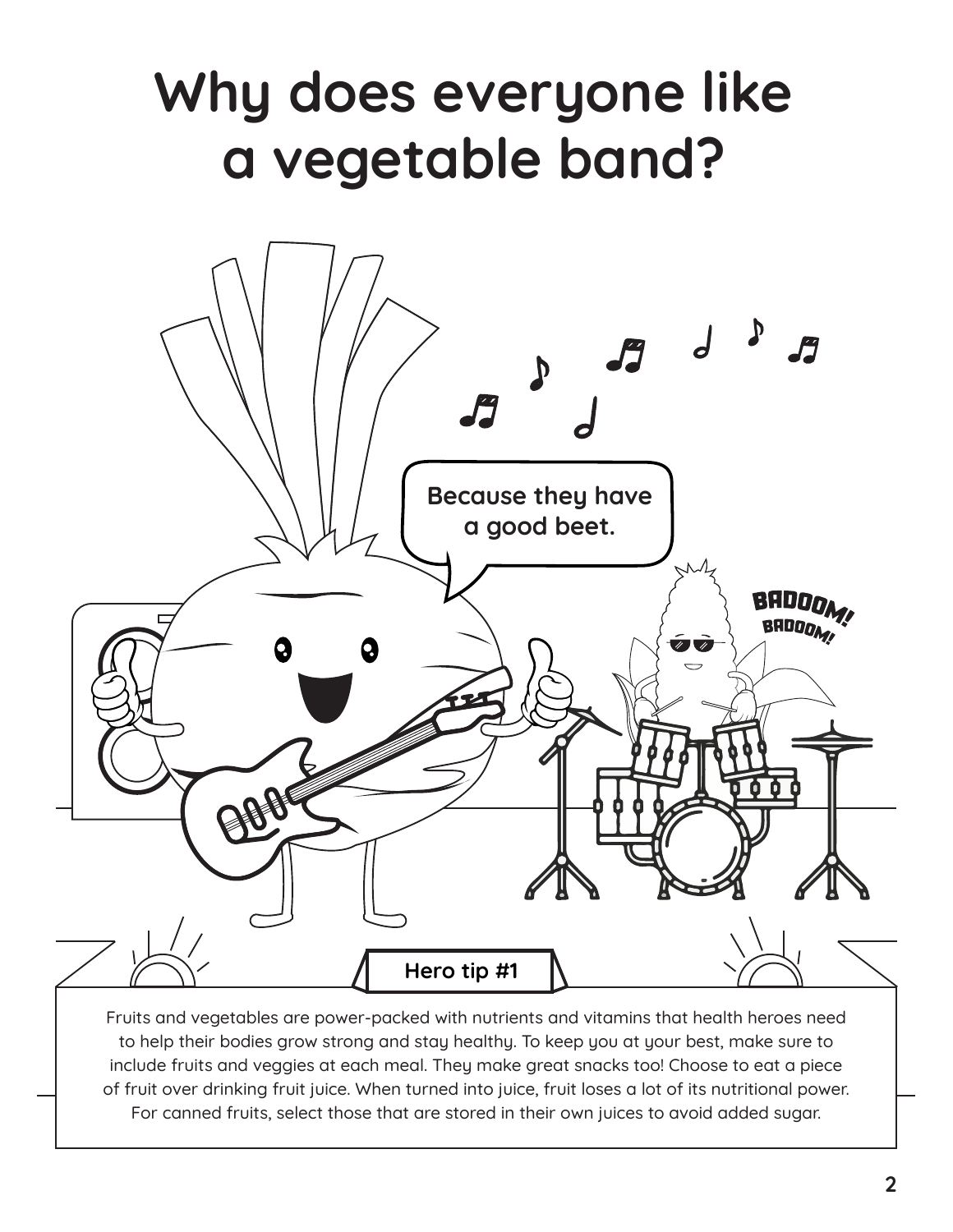# Why does everyone like a vegetable band?

Because they have a good beet.

BADOOM! BADOOM!

**Hero tip #1**

Fruits and vegetables are power-packed with nutrients and vitamins that health heroes need to help their bodies grow strong and stay healthy. To keep you at your best, make sure to include fruits and veggies at each meal. They make great snacks too! Choose to eat a piece of fruit over drinking fruit juice. When turned into juice, fruit loses a lot of its nutritional power. For canned fruits, select those that are stored in their own juices to avoid added sugar.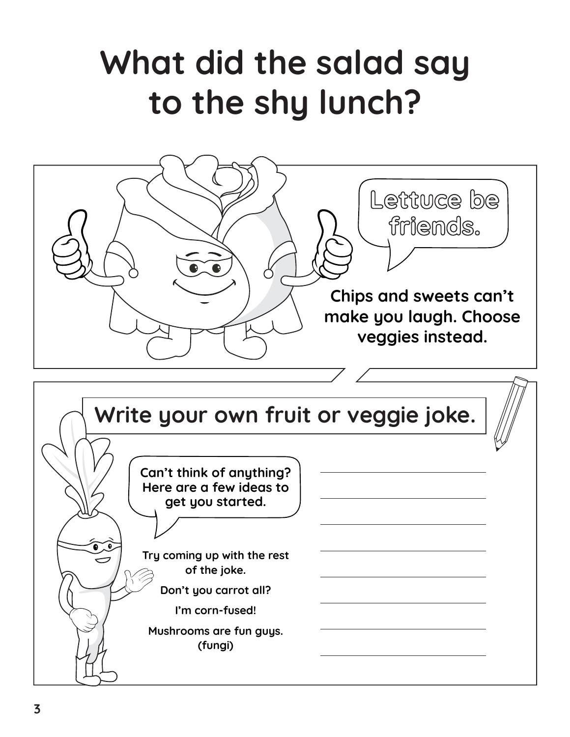# What did the salad say to the shy lunch?

Lettuce be friends.

Chips and sweets can't make you laugh. Choose veggies instead.

## Write your own fruit or veggie joke.

Can't think of anything? Here are a few ideas to get you started.

Try coming up with the rest of the joke.

Don't you carrot all?

I'm corn-fused!

Mushrooms are fun guys. (fungi)

________________________________

________________________________

________________________________

________________________________

________________________________

________________________________

________________________________

________________________________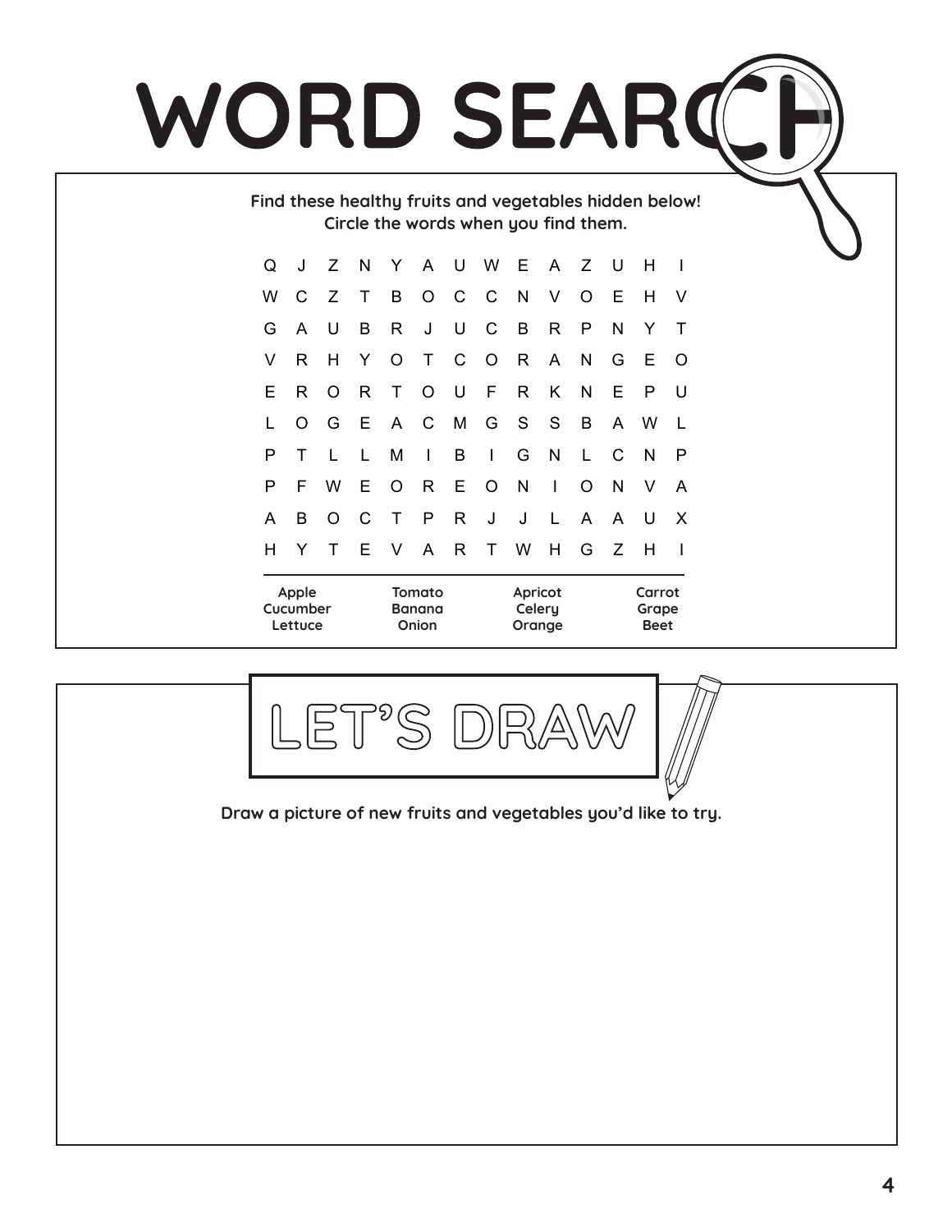# WORD SEARCH

Find these healthy fruits and vegetables hidden below!
Circle the words when you find them.

```
Q J Z N Y A U W E A Z U H I
W C Z T B O C C N V O E H V
G A U B R J U C B R P N Y T
V R H Y O T C O R A N G E O
E R O R T O U F R K N E P U
L O G E A C M G S S B A W L
P T L L M I B I G N L C N P
P F W E O R E O N I O N V A
A B O C T P R J J L A A U X
H Y T E V A R T W H G Z H I
```

| | | | |
|---|---|---|---|
| Apple | Tomato | Apricot | Carrot |
| Cucumber | Banana | Celery | Grape |
| Lettuce | Onion | Orange | Beet |

## LET'S DRAW

Draw a picture of new fruits and vegetables you'd like to try.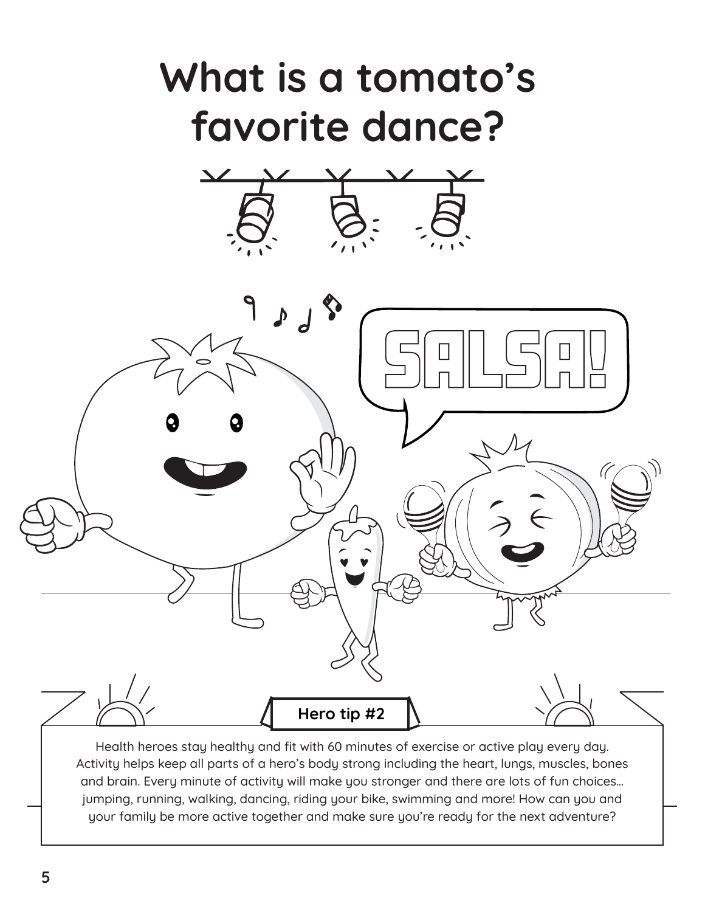# What is a tomato's favorite dance?

SALSA!

**Hero tip #2**

Health heroes stay healthy and fit with 60 minutes of exercise or active play every day. Activity helps keep all parts of a hero's body strong including the heart, lungs, muscles, bones and brain. Every minute of activity will make you stronger and there are lots of fun choices… jumping, running, walking, dancing, riding your bike, swimming and more! How can you and your family be more active together and make sure you're ready for the next adventure?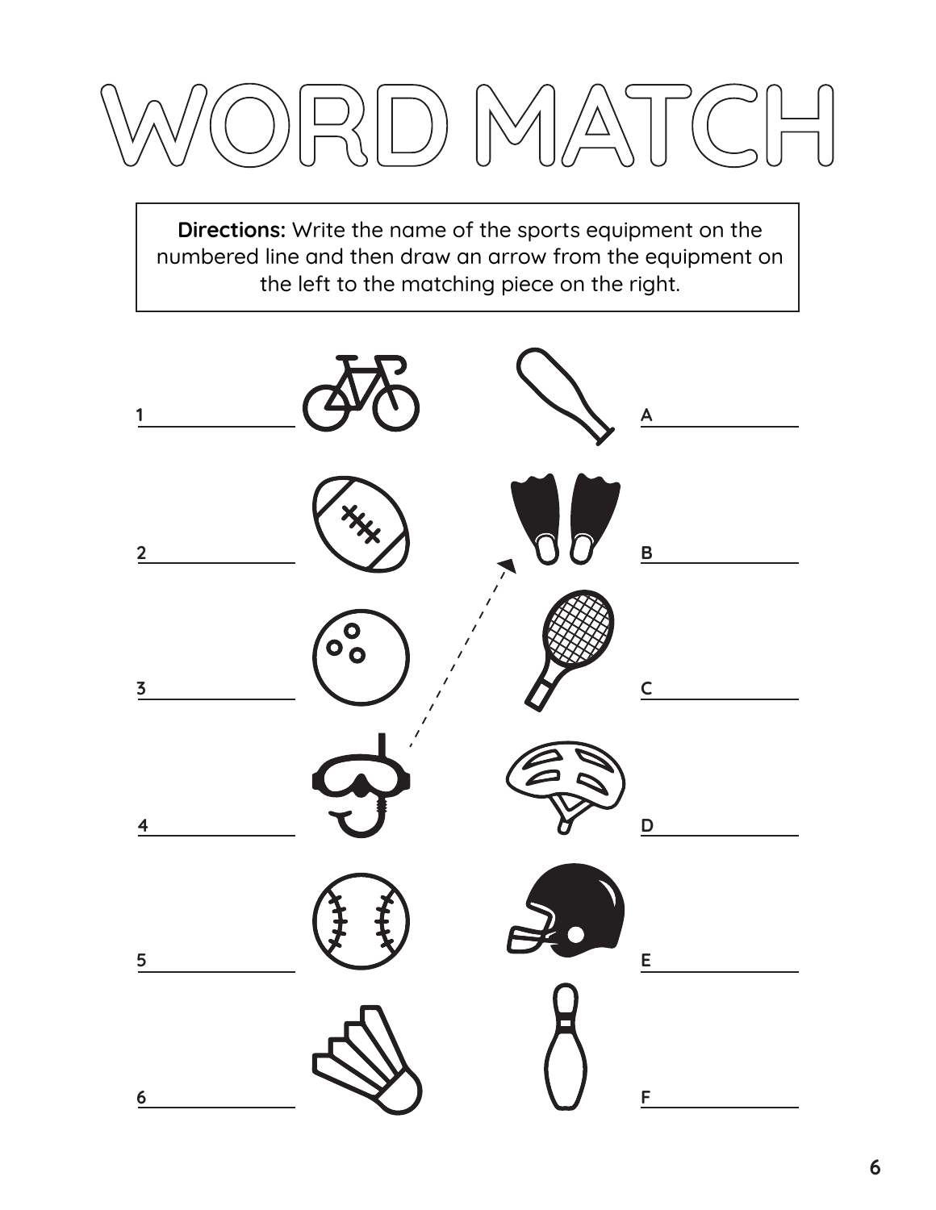# WORD MATCH

**Directions:** Write the name of the sports equipment on the numbered line and then draw an arrow from the equipment on the left to the matching piece on the right.

1 ____________

2 ____________

3 ____________

4 ____________

5 ____________

6 ____________

A ____________

B ____________

C ____________

D ____________

E ____________

F ____________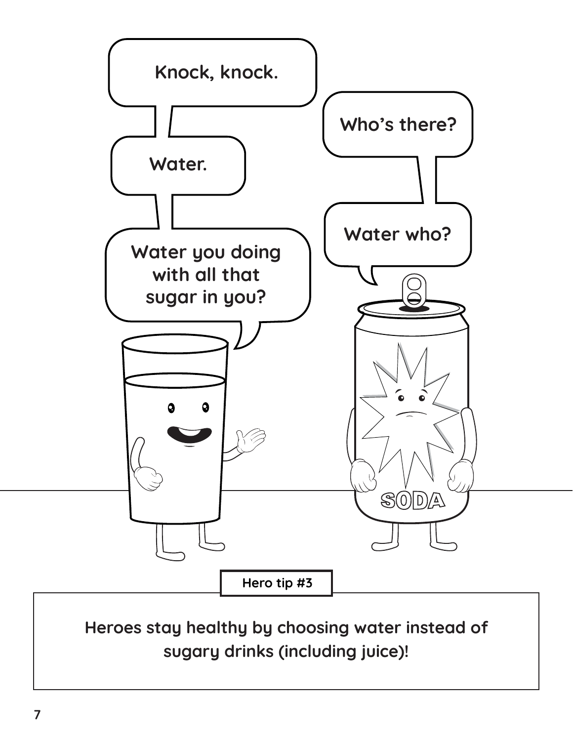Knock, knock.

Who's there?

Water.

Water who?

Water you doing with all that sugar in you?

SODA

Hero tip #3

Heroes stay healthy by choosing water instead of sugary drinks (including juice)!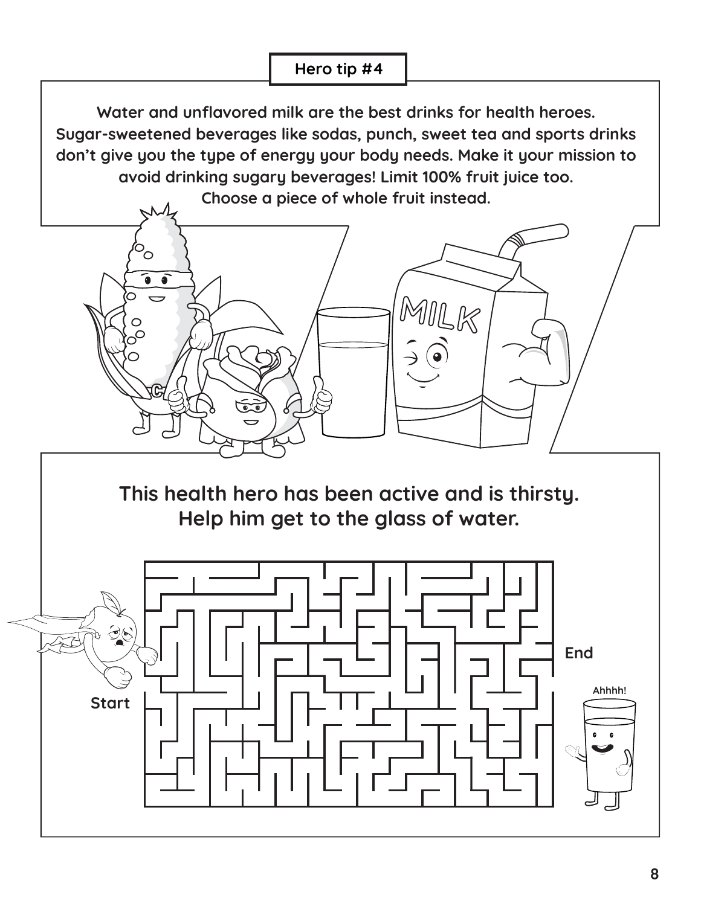## Hero tip #4

Water and unflavored milk are the best drinks for health heroes. Sugar-sweetened beverages like sodas, punch, sweet tea and sports drinks don't give you the type of energy your body needs. Make it your mission to avoid drinking sugary beverages! Limit 100% fruit juice too. Choose a piece of whole fruit instead.

**This health hero has been active and is thirsty. Help him get to the glass of water.**

Start

End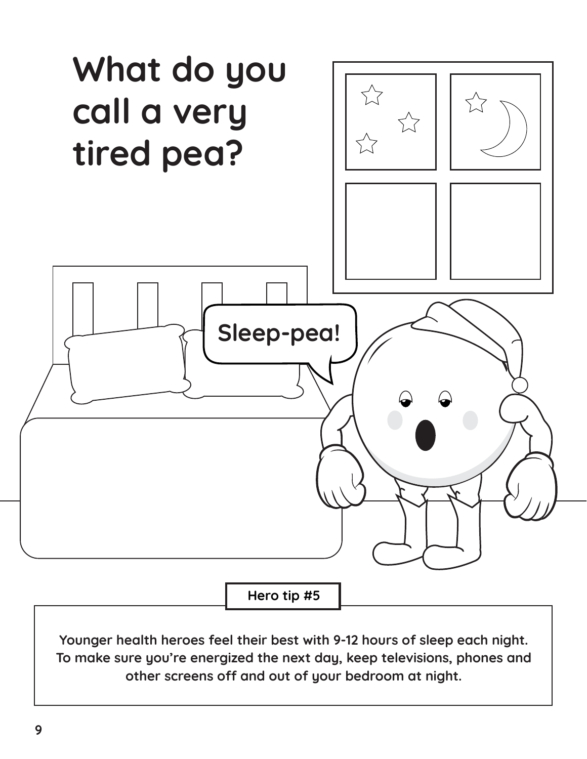# What do you call a very tired pea?

Sleep-pea!

**Hero tip #5**

**Younger health heroes feel their best with 9-12 hours of sleep each night. To make sure you're energized the next day, keep televisions, phones and other screens off and out of your bedroom at night.**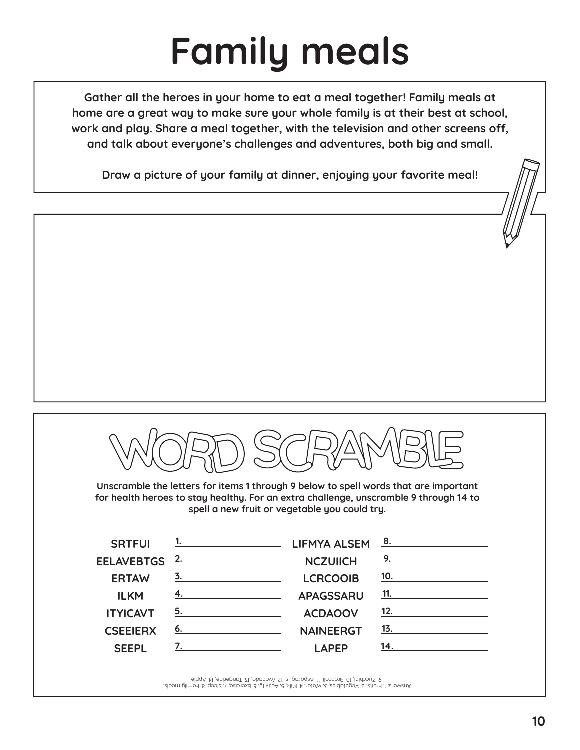# Family meals

Gather all the heroes in your home to eat a meal together! Family meals at home are a great way to make sure your whole family is at their best at school, work and play. Share a meal together, with the television and other screens off, and talk about everyone's challenges and adventures, both big and small.

Draw a picture of your family at dinner, enjoying your favorite meal!

## WORD SCRAMBLE

Unscramble the letters for items 1 through 9 below to spell words that are important for health heroes to stay healthy. For an extra challenge, unscramble 9 through 14 to spell a new fruit or vegetable you could try.

| | | | |
|---|---|---|---|
| SRTFUI | 1. ______ | LIFMYA ALSEM | 8. ______ |
| EELAVEBTGS | 2. ______ | NCZUIICH | 9. ______ |
| ERTAW | 3. ______ | LCRCOOIB | 10. ______ |
| ILKM | 4. ______ | APAGSSARU | 11. ______ |
| ITYICAVT | 5. ______ | ACDAOOV | 12. ______ |
| CSEEIERX | 6. ______ | NAINEERGT | 13. ______ |
| SEEPL | 7. ______ | LAPEP | 14. ______ |

Answers: 1. Fruits, 2. Vegetables, 3. Water, 4. Milk, 5. Activity, 6. Exercise, 7. Sleep, 8. Family meals, 9. Zucchini, 10. Broccoli, 11. Asparagus, 12. Avocado, 13. Tangerine, 14. Apple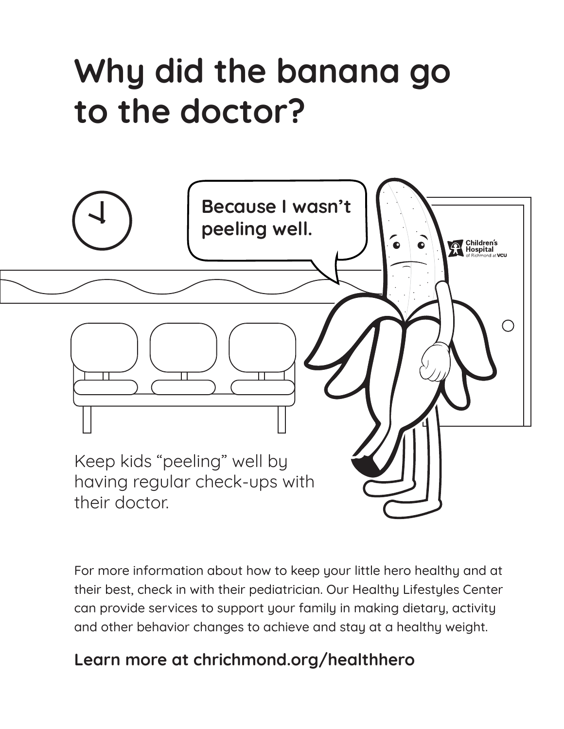# Why did the banana go to the doctor?

Because I wasn't peeling well.

Keep kids "peeling" well by having regular check-ups with their doctor.

For more information about how to keep your little hero healthy and at their best, check in with their pediatrician. Our Healthy Lifestyles Center can provide services to support your family in making dietary, activity and other behavior changes to achieve and stay at a healthy weight.

**Learn more at chrichmond.org/healthhero**